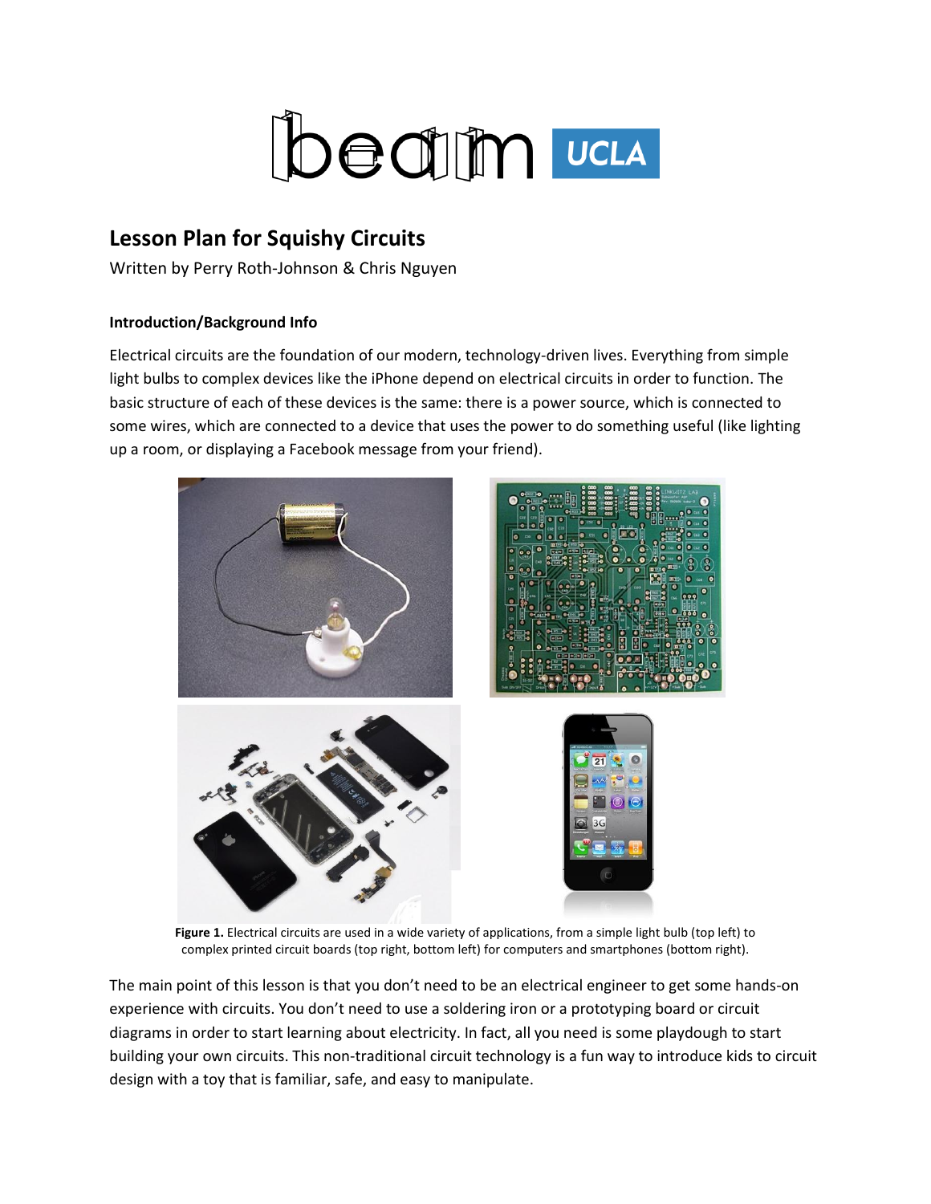# Lesson Plan for Squishy Circuits

Written by Perry Roth-Johnson & Chris Nguyen

### Introduction/Background Info

Electrical circuits are the foundation of our modern, technology-driven lives. Everything from simple light bulbs to complex devices like the iPhone depend on electrical circuits in order to function. The basic structure of each of these devices is the same: there is a power source, which is connected to some wires, which are connected to a device that uses the power to do something useful (like lighting up a room, or displaying a Facebook message from your friend).

**Figure 1.** Electrical circuits are used in a wide variety of applications, from a simple light bulb (top left) to complex printed circuit boards (top right, bottom left) for computers and smartphones (bottom right).

The main point of this lesson is that you don't need to be an electrical engineer to get some hands-on experience with circuits. You don't need to use a soldering iron or a prototyping board or circuit diagrams in order to start learning about electricity. In fact, all you need is some playdough to start building your own circuits. This non-traditional circuit technology is a fun way to introduce kids to circuit design with a toy that is familiar, safe, and easy to manipulate.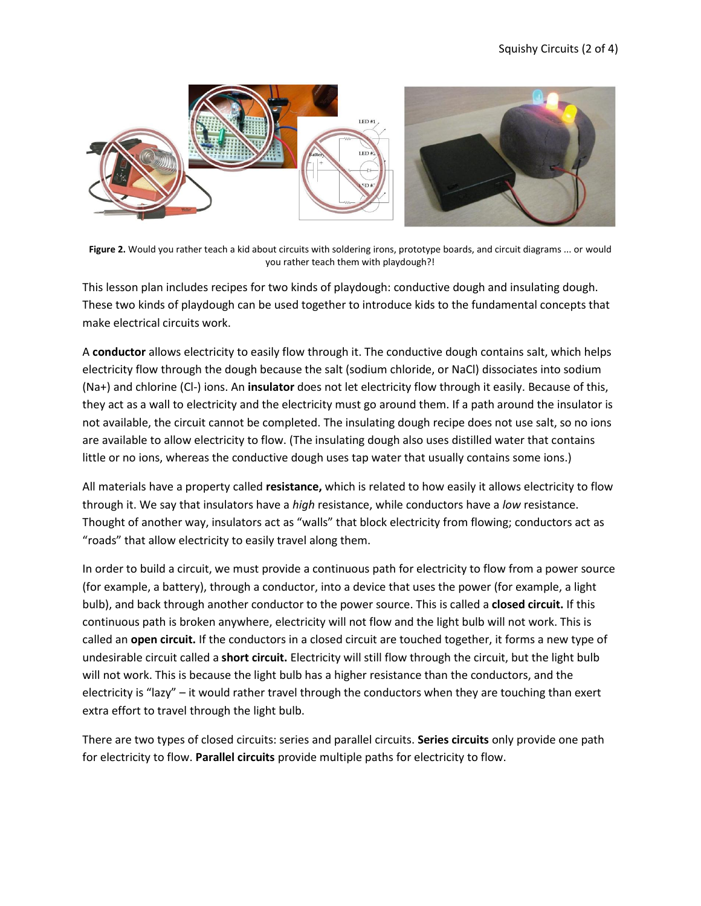**Figure 2.** Would you rather teach a kid about circuits with soldering irons, prototype boards, and circuit diagrams ... or would you rather teach them with playdough?!

This lesson plan includes recipes for two kinds of playdough: conductive dough and insulating dough. These two kinds of playdough can be used together to introduce kids to the fundamental concepts that make electrical circuits work.

A **conductor** allows electricity to easily flow through it. The conductive dough contains salt, which helps electricity flow through the dough because the salt (sodium chloride, or NaCl) dissociates into sodium ($Na^+$) and chlorine ($Cl^-$) ions. An **insulator** does not let electricity flow through it easily. Because of this, they act as a wall to electricity and the electricity must go around them. If a path around the insulator is not available, the circuit cannot be completed. The insulating dough recipe does not use salt, so no ions are available to allow electricity to flow. (The insulating dough also uses distilled water that contains little or no ions, whereas the conductive dough uses tap water that usually contains some ions.)

All materials have a property called **resistance,** which is related to how easily it allows electricity to flow through it. We say that insulators have a *high* resistance, while conductors have a *low* resistance. Thought of another way, insulators act as "walls" that block electricity from flowing; conductors act as "roads" that allow electricity to easily travel along them.

In order to build a circuit, we must provide a continuous path for electricity to flow from a power source (for example, a battery), through a conductor, into a device that uses the power (for example, a light bulb), and back through another conductor to the power source. This is called a **closed circuit.** If this continuous path is broken anywhere, electricity will not flow and the light bulb will not work. This is called an **open circuit.** If the conductors in a closed circuit are touched together, it forms a new type of undesirable circuit called a **short circuit.** Electricity will still flow through the circuit, but the light bulb will not work. This is because the light bulb has a higher resistance than the conductors, and the electricity is "lazy" – it would rather travel through the conductors when they are touching than exert extra effort to travel through the light bulb.

There are two types of closed circuits: series and parallel circuits. **Series circuits** only provide one path for electricity to flow. **Parallel circuits** provide multiple paths for electricity to flow.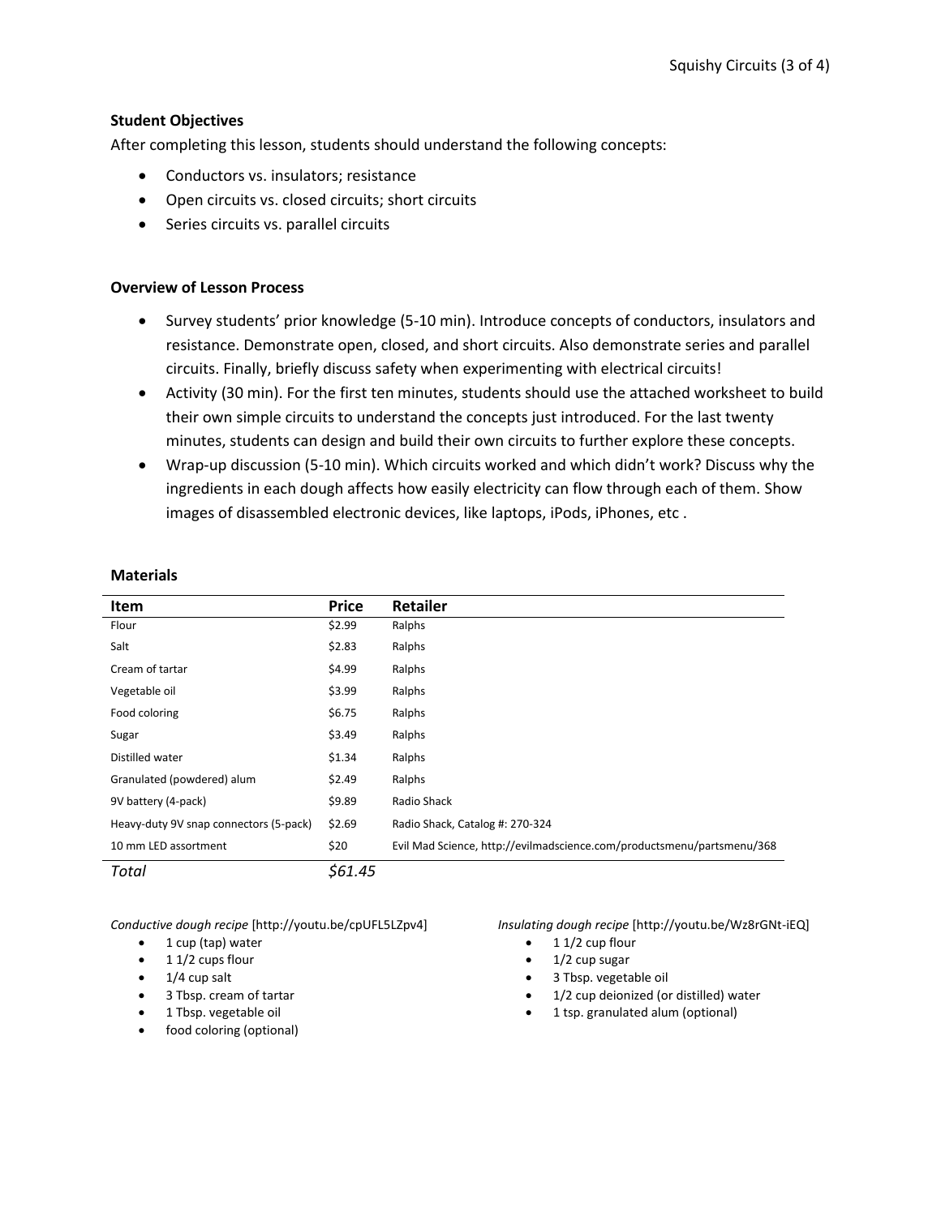### Student Objectives

After completing this lesson, students should understand the following concepts:

- Conductors vs. insulators; resistance
- Open circuits vs. closed circuits; short circuits
- Series circuits vs. parallel circuits

### Overview of Lesson Process

- Survey students' prior knowledge (5-10 min). Introduce concepts of conductors, insulators and resistance. Demonstrate open, closed, and short circuits. Also demonstrate series and parallel circuits. Finally, briefly discuss safety when experimenting with electrical circuits!
- Activity (30 min). For the first ten minutes, students should use the attached worksheet to build their own simple circuits to understand the concepts just introduced. For the last twenty minutes, students can design and build their own circuits to further explore these concepts.
- Wrap-up discussion (5-10 min). Which circuits worked and which didn't work? Discuss why the ingredients in each dough affects how easily electricity can flow through each of them. Show images of disassembled electronic devices, like laptops, iPods, iPhones, etc .

### Materials

| Item | Price | Retailer |
|---|---|---|
| Flour | $2.99 | Ralphs |
| Salt | $2.83 | Ralphs |
| Cream of tartar | $4.99 | Ralphs |
| Vegetable oil | $3.99 | Ralphs |
| Food coloring | $6.75 | Ralphs |
| Sugar | $3.49 | Ralphs |
| Distilled water | $1.34 | Ralphs |
| Granulated (powdered) alum | $2.49 | Ralphs |
| 9V battery (4-pack) | $9.89 | Radio Shack |
| Heavy-duty 9V snap connectors (5-pack) | $2.69 | Radio Shack, Catalog #: 270-324 |
| 10 mm LED assortment | $20 | Evil Mad Science, http://evilmadscience.com/productsmenu/partsmenu/368 |
| *Total* | *$61.45* | |

*Conductive dough recipe* [http://youtu.be/cpUFL5LZpv4]

- 1 cup (tap) water
- 1 1/2 cups flour
- 1/4 cup salt
- 3 Tbsp. cream of tartar
- 1 Tbsp. vegetable oil
- food coloring (optional)

*Insulating dough recipe* [http://youtu.be/Wz8rGNt-iEQ]

- 1 1/2 cup flour
- 1/2 cup sugar
- 3 Tbsp. vegetable oil
- 1/2 cup deionized (or distilled) water
- 1 tsp. granulated alum (optional)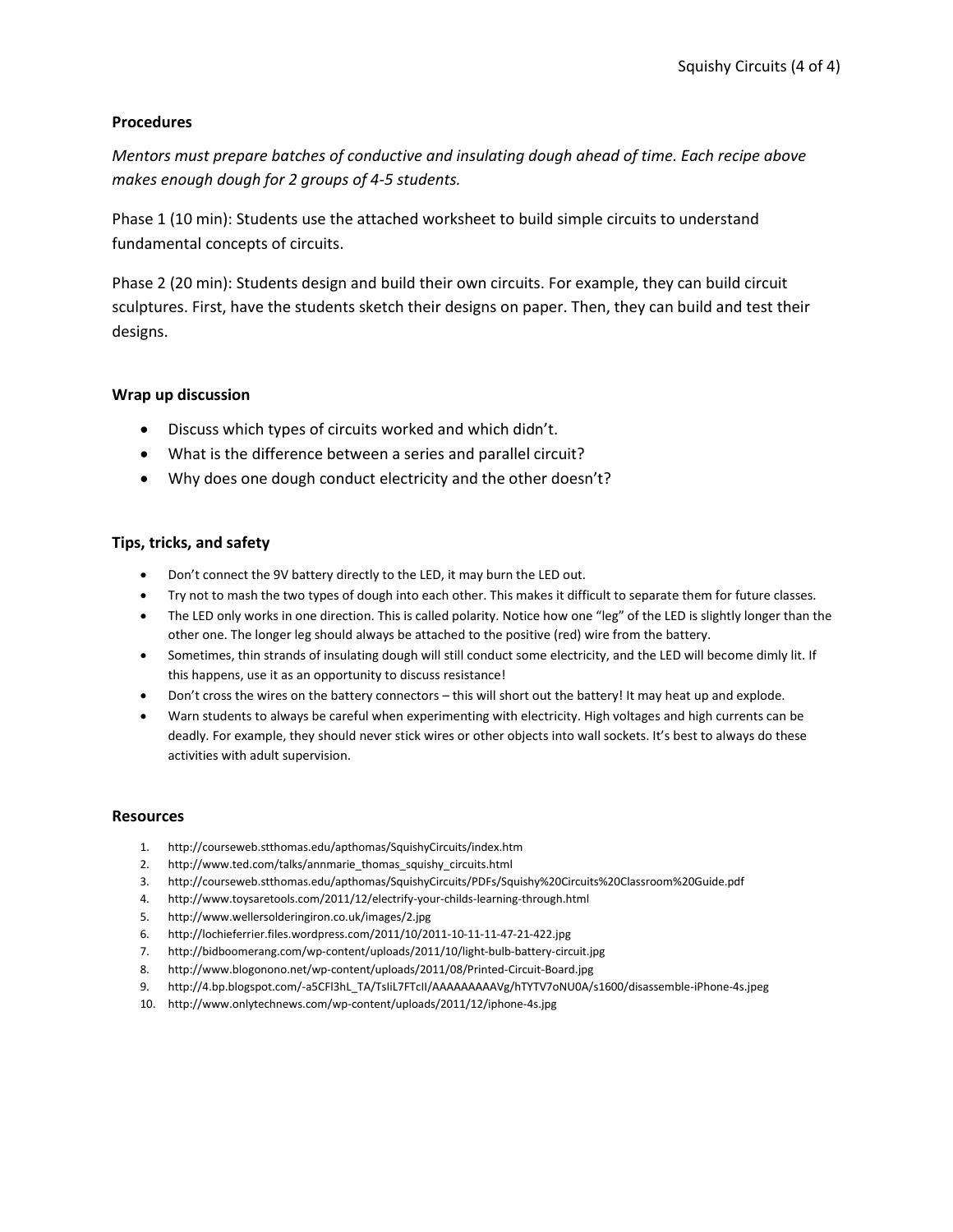## Procedures

*Mentors must prepare batches of conductive and insulating dough ahead of time. Each recipe above makes enough dough for 2 groups of 4-5 students.*

Phase 1 (10 min): Students use the attached worksheet to build simple circuits to understand fundamental concepts of circuits.

Phase 2 (20 min): Students design and build their own circuits. For example, they can build circuit sculptures. First, have the students sketch their designs on paper. Then, they can build and test their designs.

## Wrap up discussion

- Discuss which types of circuits worked and which didn't.
- What is the difference between a series and parallel circuit?
- Why does one dough conduct electricity and the other doesn't?

## Tips, tricks, and safety

- Don't connect the 9V battery directly to the LED, it may burn the LED out.
- Try not to mash the two types of dough into each other. This makes it difficult to separate them for future classes.
- The LED only works in one direction. This is called polarity. Notice how one "leg" of the LED is slightly longer than the other one. The longer leg should always be attached to the positive (red) wire from the battery.
- Sometimes, thin strands of insulating dough will still conduct some electricity, and the LED will become dimly lit. If this happens, use it as an opportunity to discuss resistance!
- Don't cross the wires on the battery connectors – this will short out the battery! It may heat up and explode.
- Warn students to always be careful when experimenting with electricity. High voltages and high currents can be deadly. For example, they should never stick wires or other objects into wall sockets. It's best to always do these activities with adult supervision.

## Resources

1. http://courseweb.stthomas.edu/apthomas/SquishyCircuits/index.htm
2. http://www.ted.com/talks/annmarie_thomas_squishy_circuits.html
3. http://courseweb.stthomas.edu/apthomas/SquishyCircuits/PDFs/Squishy%20Circuits%20Classroom%20Guide.pdf
4. http://www.toysaretools.com/2011/12/electrify-your-childs-learning-through.html
5. http://www.wellersolderingiron.co.uk/images/2.jpg
6. http://lochieferrier.files.wordpress.com/2011/10/2011-10-11-11-47-21-422.jpg
7. http://bidboomerang.com/wp-content/uploads/2011/10/light-bulb-battery-circuit.jpg
8. http://www.blogonono.net/wp-content/uploads/2011/08/Printed-Circuit-Board.jpg
9. http://4.bp.blogspot.com/-a5CFl3hL_TA/TsIiL7FTcII/AAAAAAAAAVg/hTYTV7oNU0A/s1600/disassemble-iPhone-4s.jpeg
10. http://www.onlytechnews.com/wp-content/uploads/2011/12/iphone-4s.jpg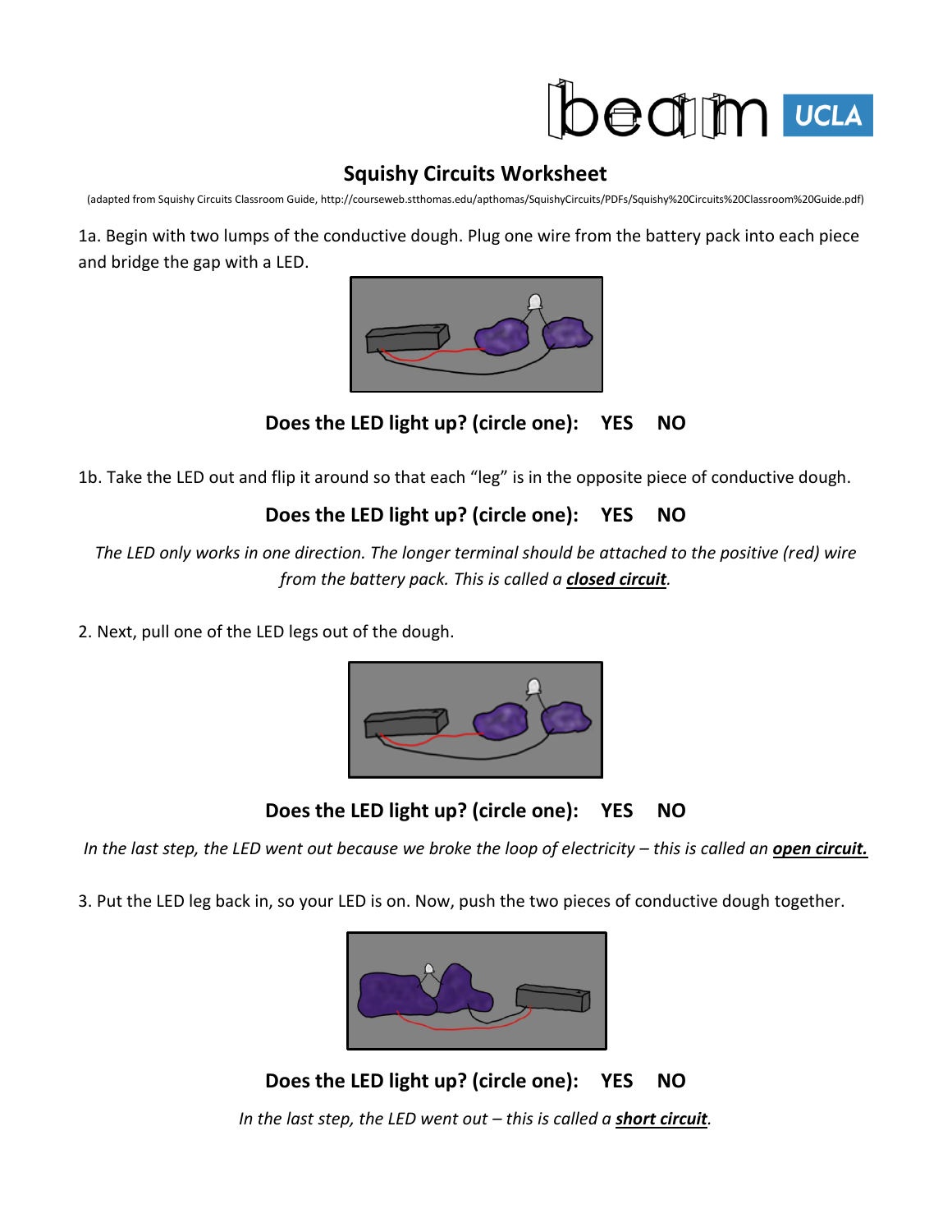# Squishy Circuits Worksheet

(adapted from Squishy Circuits Classroom Guide, http://courseweb.stthomas.edu/apthomas/SquishyCircuits/PDFs/Squishy%20Circuits%20Classroom%20Guide.pdf)

1a. Begin with two lumps of the conductive dough. Plug one wire from the battery pack into each piece and bridge the gap with a LED.

**Does the LED light up? (circle one): YES NO**

1b. Take the LED out and flip it around so that each "leg" is in the opposite piece of conductive dough.

**Does the LED light up? (circle one): YES NO**

*The LED only works in one direction. The longer terminal should be attached to the positive (red) wire from the battery pack. This is called a **closed circuit**.*

2. Next, pull one of the LED legs out of the dough.

**Does the LED light up? (circle one): YES NO**

*In the last step, the LED went out because we broke the loop of electricity – this is called an **open circuit.***

3. Put the LED leg back in, so your LED is on. Now, push the two pieces of conductive dough together.

**Does the LED light up? (circle one): YES NO**

*In the last step, the LED went out – this is called a **short circuit**.*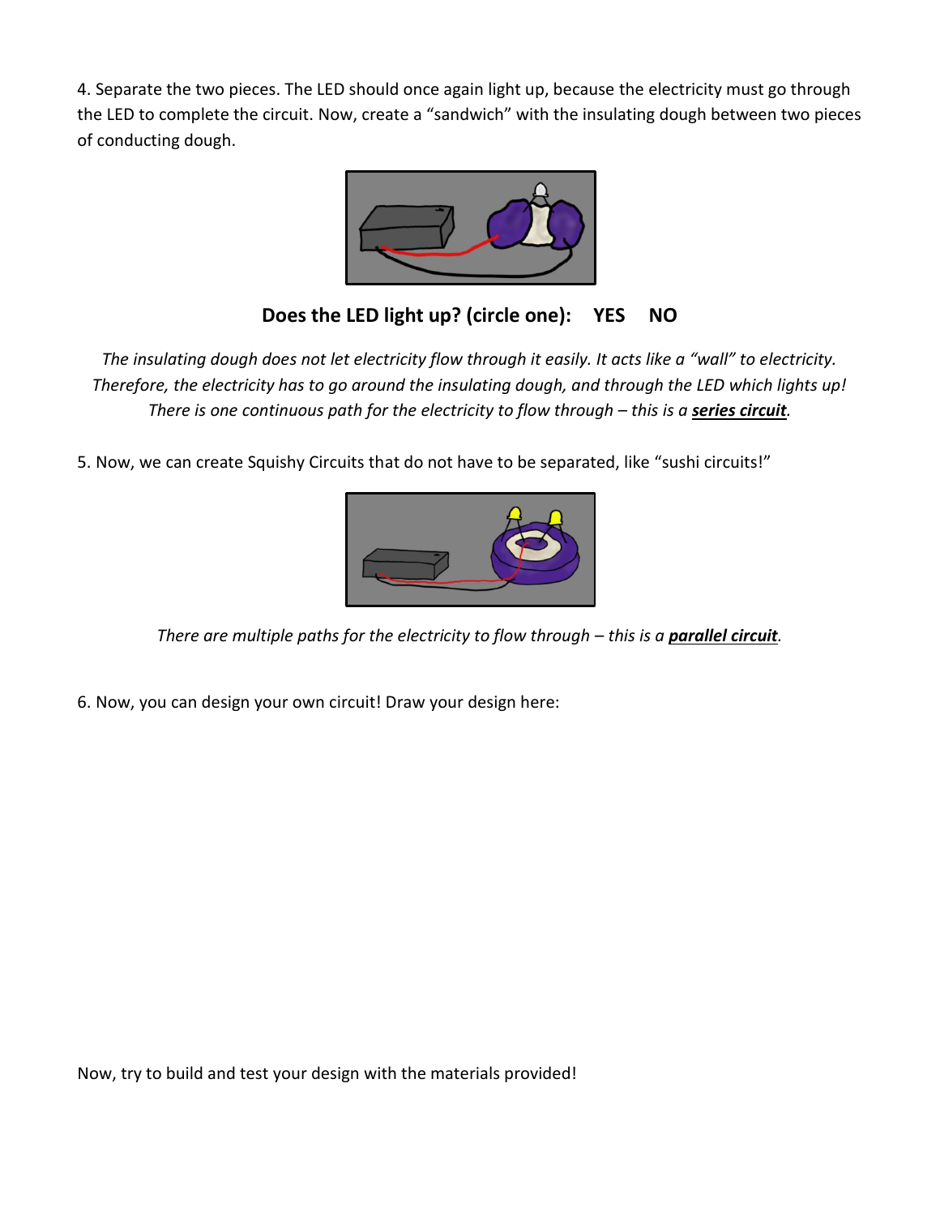4. Separate the two pieces. The LED should once again light up, because the electricity must go through the LED to complete the circuit. Now, create a "sandwich" with the insulating dough between two pieces of conducting dough.

**Does the LED light up? (circle one): YES NO**

*The insulating dough does not let electricity flow through it easily. It acts like a "wall" to electricity. Therefore, the electricity has to go around the insulating dough, and through the LED which lights up! There is one continuous path for the electricity to flow through – this is a **series circuit**.*

5. Now, we can create Squishy Circuits that do not have to be separated, like "sushi circuits!"

*There are multiple paths for the electricity to flow through – this is a **parallel circuit**.*

6. Now, you can design your own circuit! Draw your design here:

Now, try to build and test your design with the materials provided!